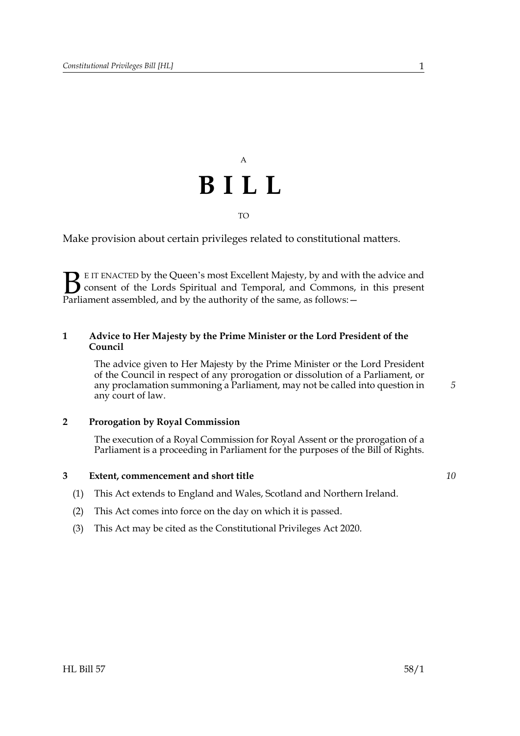A

# BILL

TO

Make provision about certain privileges related to constitutional matters.

BE IT ENACTED by the Queen's most Excellent Majesty, by and with the advice and consent of the Lords Spiritual and Temporal, and Commons, in this present Parliament assembled, and by the authority of the same, as follows:—

**1 Advice to Her Majesty by the Prime Minister or the Lord President of the Council**

The advice given to Her Majesty by the Prime Minister or the Lord President of the Council in respect of any prorogation or dissolution of a Parliament, or any proclamation summoning a Parliament, may not be called into question in any court of law.

**2 Prorogation by Royal Commission**

The execution of a Royal Commission for Royal Assent or the prorogation of a Parliament is a proceeding in Parliament for the purposes of the Bill of Rights.

**3 Extent, commencement and short title**

(1) This Act extends to England and Wales, Scotland and Northern Ireland.

(2) This Act comes into force on the day on which it is passed.

(3) This Act may be cited as the Constitutional Privileges Act 2020.

HL Bill 57 58/1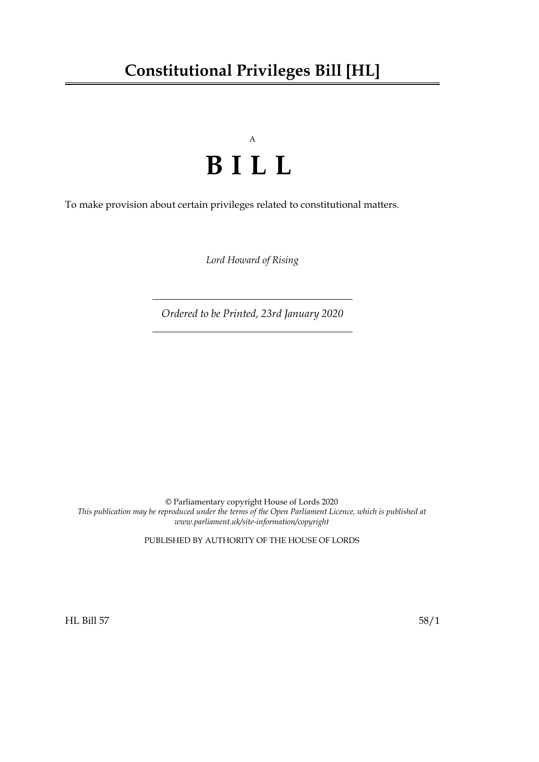# Constitutional Privileges Bill [HL]

A

# B I L L

To make provision about certain privileges related to constitutional matters.

*Lord Howard of Rising*

*Ordered to be Printed, 23rd January 2020*

© Parliamentary copyright House of Lords 2020
*This publication may be reproduced under the terms of the Open Parliament Licence, which is published at www.parliament.uk/site-information/copyright*

PUBLISHED BY AUTHORITY OF THE HOUSE OF LORDS

HL Bill 57 58/1